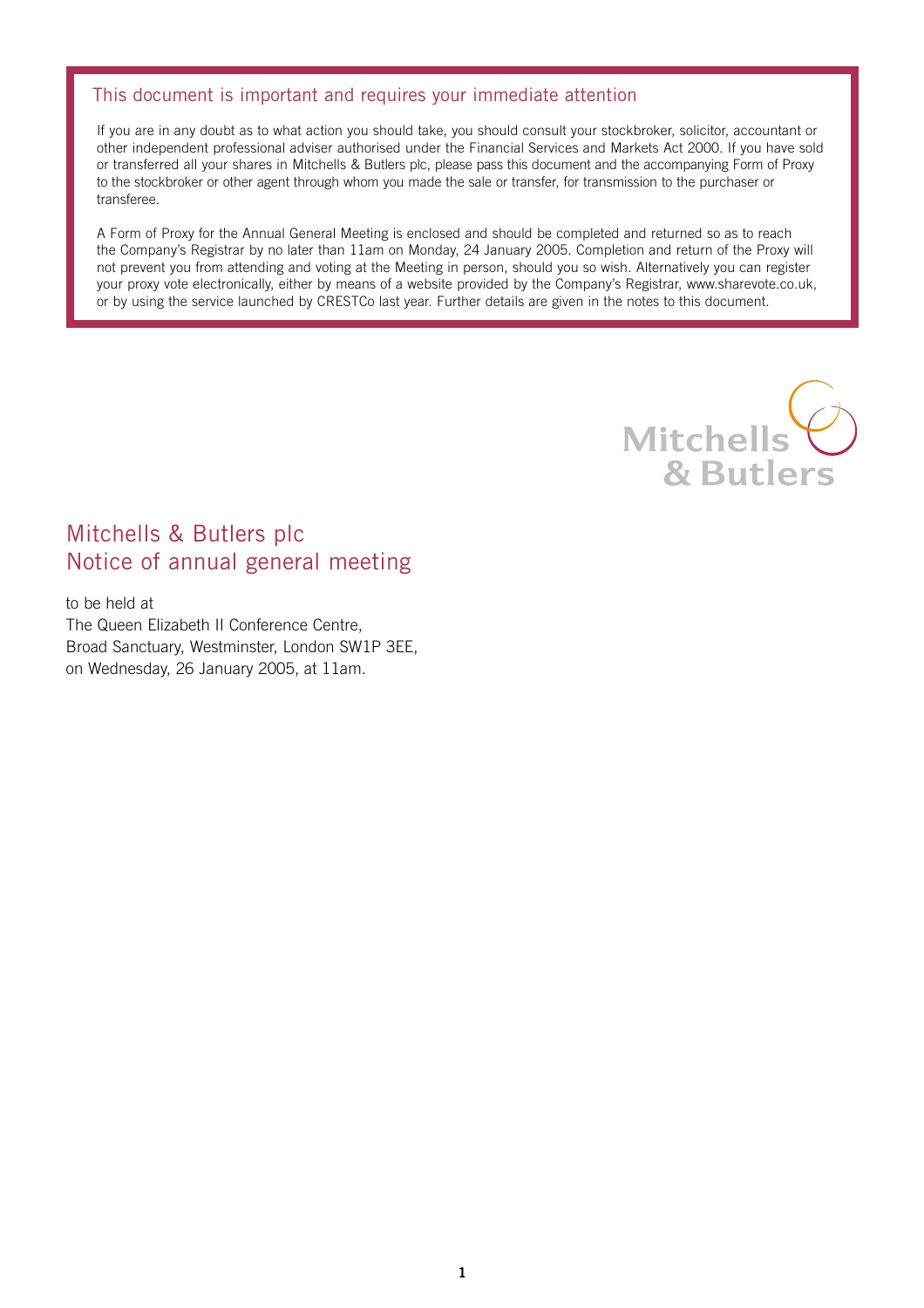## This document is important and requires your immediate attention

If you are in any doubt as to what action you should take, you should consult your stockbroker, solicitor, accountant or other independent professional adviser authorised under the Financial Services and Markets Act 2000. If you have sold or transferred all your shares in Mitchells & Butlers plc, please pass this document and the accompanying Form of Proxy to the stockbroker or other agent through whom you made the sale or transfer, for transmission to the purchaser or transferee.

A Form of Proxy for the Annual General Meeting is enclosed and should be completed and returned so as to reach the Company's Registrar by no later than 11am on Monday, 24 January 2005. Completion and return of the Proxy will not prevent you from attending and voting at the Meeting in person, should you so wish. Alternatively you can register your proxy vote electronically, either by means of a website provided by the Company's Registrar, www.sharevote.co.uk, or by using the service launched by CRESTCo last year. Further details are given in the notes to this document.

Mitchells & Butlers

# Mitchells & Butlers plc
# Notice of annual general meeting

to be held at
The Queen Elizabeth II Conference Centre,
Broad Sanctuary, Westminster, London SW1P 3EE,
on Wednesday, 26 January 2005, at 11am.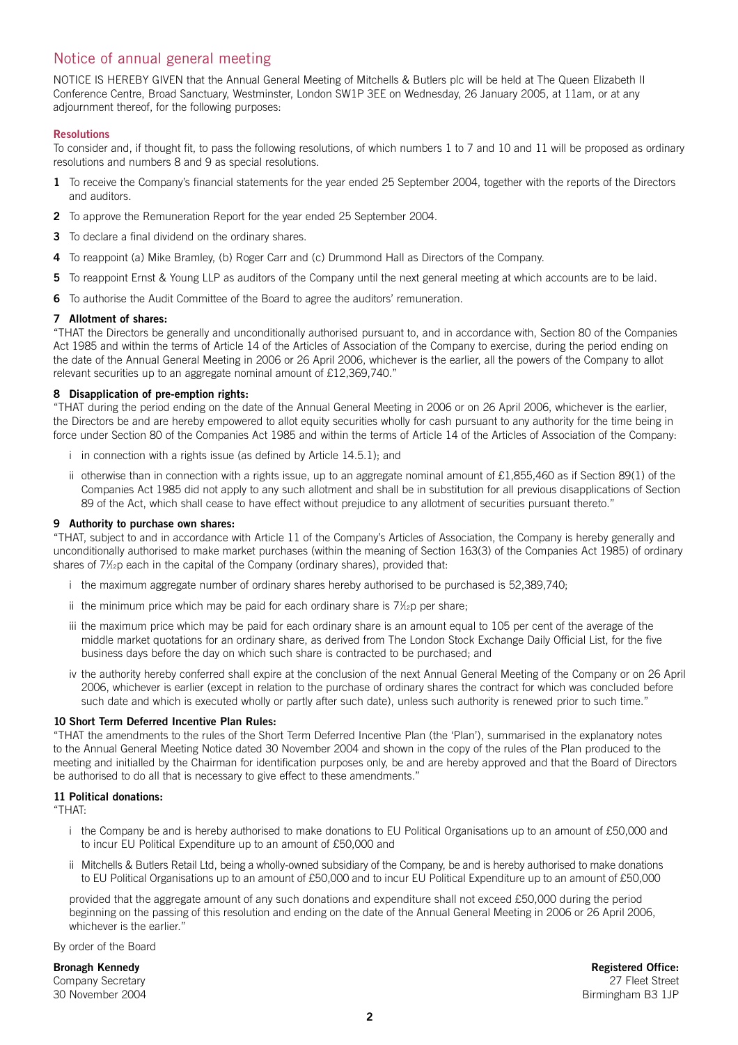# Notice of annual general meeting

NOTICE IS HEREBY GIVEN that the Annual General Meeting of Mitchells & Butlers plc will be held at The Queen Elizabeth II Conference Centre, Broad Sanctuary, Westminster, London SW1P 3EE on Wednesday, 26 January 2005, at 11am, or at any adjournment thereof, for the following purposes:

## Resolutions

To consider and, if thought fit, to pass the following resolutions, of which numbers 1 to 7 and 10 and 11 will be proposed as ordinary resolutions and numbers 8 and 9 as special resolutions.

**1** To receive the Company's financial statements for the year ended 25 September 2004, together with the reports of the Directors and auditors.

**2** To approve the Remuneration Report for the year ended 25 September 2004.

**3** To declare a final dividend on the ordinary shares.

**4** To reappoint (a) Mike Bramley, (b) Roger Carr and (c) Drummond Hall as Directors of the Company.

**5** To reappoint Ernst & Young LLP as auditors of the Company until the next general meeting at which accounts are to be laid.

**6** To authorise the Audit Committee of the Board to agree the auditors' remuneration.

**7 Allotment of shares:**

"THAT the Directors be generally and unconditionally authorised pursuant to, and in accordance with, Section 80 of the Companies Act 1985 and within the terms of Article 14 of the Articles of Association of the Company to exercise, during the period ending on the date of the Annual General Meeting in 2006 or 26 April 2006, whichever is the earlier, all the powers of the Company to allot relevant securities up to an aggregate nominal amount of £12,369,740."

**8 Disapplication of pre-emption rights:**

"THAT during the period ending on the date of the Annual General Meeting in 2006 or on 26 April 2006, whichever is the earlier, the Directors be and are hereby empowered to allot equity securities wholly for cash pursuant to any authority for the time being in force under Section 80 of the Companies Act 1985 and within the terms of Article 14 of the Articles of Association of the Company:

i in connection with a rights issue (as defined by Article 14.5.1); and

ii otherwise than in connection with a rights issue, up to an aggregate nominal amount of £1,855,460 as if Section 89(1) of the Companies Act 1985 did not apply to any such allotment and shall be in substitution for all previous disapplications of Section 89 of the Act, which shall cease to have effect without prejudice to any allotment of securities pursuant thereto."

**9 Authority to purchase own shares:**

"THAT, subject to and in accordance with Article 11 of the Company's Articles of Association, the Company is hereby generally and unconditionally authorised to make market purchases (within the meaning of Section 163(3) of the Companies Act 1985) of ordinary shares of 7½p each in the capital of the Company (ordinary shares), provided that:

i the maximum aggregate number of ordinary shares hereby authorised to be purchased is 52,389,740;

ii the minimum price which may be paid for each ordinary share is 7½p per share;

iii the maximum price which may be paid for each ordinary share is an amount equal to 105 per cent of the average of the middle market quotations for an ordinary share, as derived from The London Stock Exchange Daily Official List, for the five business days before the day on which such share is contracted to be purchased; and

iv the authority hereby conferred shall expire at the conclusion of the next Annual General Meeting of the Company or on 26 April 2006, whichever is earlier (except in relation to the purchase of ordinary shares the contract for which was concluded before such date and which is executed wholly or partly after such date), unless such authority is renewed prior to such time."

**10 Short Term Deferred Incentive Plan Rules:**

"THAT the amendments to the rules of the Short Term Deferred Incentive Plan (the 'Plan'), summarised in the explanatory notes to the Annual General Meeting Notice dated 30 November 2004 and shown in the copy of the rules of the Plan produced to the meeting and initialled by the Chairman for identification purposes only, be and are hereby approved and that the Board of Directors be authorised to do all that is necessary to give effect to these amendments."

**11 Political donations:**

"THAT:

i the Company be and is hereby authorised to make donations to EU Political Organisations up to an amount of £50,000 and to incur EU Political Expenditure up to an amount of £50,000 and

ii Mitchells & Butlers Retail Ltd, being a wholly-owned subsidiary of the Company, be and is hereby authorised to make donations to EU Political Organisations up to an amount of £50,000 and to incur EU Political Expenditure up to an amount of £50,000

provided that the aggregate amount of any such donations and expenditure shall not exceed £50,000 during the period beginning on the passing of this resolution and ending on the date of the Annual General Meeting in 2006 or 26 April 2006, whichever is the earlier."

By order of the Board

**Bronagh Kennedy**
Company Secretary
30 November 2004

**Registered Office:**
27 Fleet Street
Birmingham B3 1JP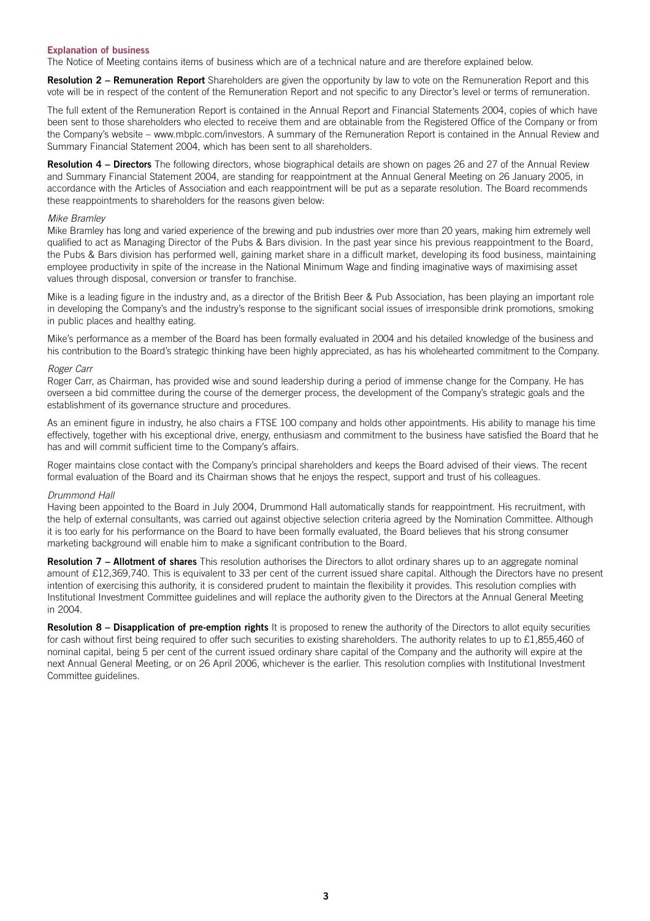## Explanation of business

The Notice of Meeting contains items of business which are of a technical nature and are therefore explained below.

**Resolution 2 – Remuneration Report** Shareholders are given the opportunity by law to vote on the Remuneration Report and this vote will be in respect of the content of the Remuneration Report and not specific to any Director's level or terms of remuneration.

The full extent of the Remuneration Report is contained in the Annual Report and Financial Statements 2004, copies of which have been sent to those shareholders who elected to receive them and are obtainable from the Registered Office of the Company or from the Company's website – www.mbplc.com/investors. A summary of the Remuneration Report is contained in the Annual Review and Summary Financial Statement 2004, which has been sent to all shareholders.

**Resolution 4 – Directors** The following directors, whose biographical details are shown on pages 26 and 27 of the Annual Review and Summary Financial Statement 2004, are standing for reappointment at the Annual General Meeting on 26 January 2005, in accordance with the Articles of Association and each reappointment will be put as a separate resolution. The Board recommends these reappointments to shareholders for the reasons given below:

*Mike Bramley*

Mike Bramley has long and varied experience of the brewing and pub industries over more than 20 years, making him extremely well qualified to act as Managing Director of the Pubs & Bars division. In the past year since his previous reappointment to the Board, the Pubs & Bars division has performed well, gaining market share in a difficult market, developing its food business, maintaining employee productivity in spite of the increase in the National Minimum Wage and finding imaginative ways of maximising asset values through disposal, conversion or transfer to franchise.

Mike is a leading figure in the industry and, as a director of the British Beer & Pub Association, has been playing an important role in developing the Company's and the industry's response to the significant social issues of irresponsible drink promotions, smoking in public places and healthy eating.

Mike's performance as a member of the Board has been formally evaluated in 2004 and his detailed knowledge of the business and his contribution to the Board's strategic thinking have been highly appreciated, as has his wholehearted commitment to the Company.

*Roger Carr*

Roger Carr, as Chairman, has provided wise and sound leadership during a period of immense change for the Company. He has overseen a bid committee during the course of the demerger process, the development of the Company's strategic goals and the establishment of its governance structure and procedures.

As an eminent figure in industry, he also chairs a FTSE 100 company and holds other appointments. His ability to manage his time effectively, together with his exceptional drive, energy, enthusiasm and commitment to the business have satisfied the Board that he has and will commit sufficient time to the Company's affairs.

Roger maintains close contact with the Company's principal shareholders and keeps the Board advised of their views. The recent formal evaluation of the Board and its Chairman shows that he enjoys the respect, support and trust of his colleagues.

*Drummond Hall*

Having been appointed to the Board in July 2004, Drummond Hall automatically stands for reappointment. His recruitment, with the help of external consultants, was carried out against objective selection criteria agreed by the Nomination Committee. Although it is too early for his performance on the Board to have been formally evaluated, the Board believes that his strong consumer marketing background will enable him to make a significant contribution to the Board.

**Resolution 7 – Allotment of shares** This resolution authorises the Directors to allot ordinary shares up to an aggregate nominal amount of £12,369,740. This is equivalent to 33 per cent of the current issued share capital. Although the Directors have no present intention of exercising this authority, it is considered prudent to maintain the flexibility it provides. This resolution complies with Institutional Investment Committee guidelines and will replace the authority given to the Directors at the Annual General Meeting in 2004.

**Resolution 8 – Disapplication of pre-emption rights** It is proposed to renew the authority of the Directors to allot equity securities for cash without first being required to offer such securities to existing shareholders. The authority relates to up to £1,855,460 of nominal capital, being 5 per cent of the current issued ordinary share capital of the Company and the authority will expire at the next Annual General Meeting, or on 26 April 2006, whichever is the earlier. This resolution complies with Institutional Investment Committee guidelines.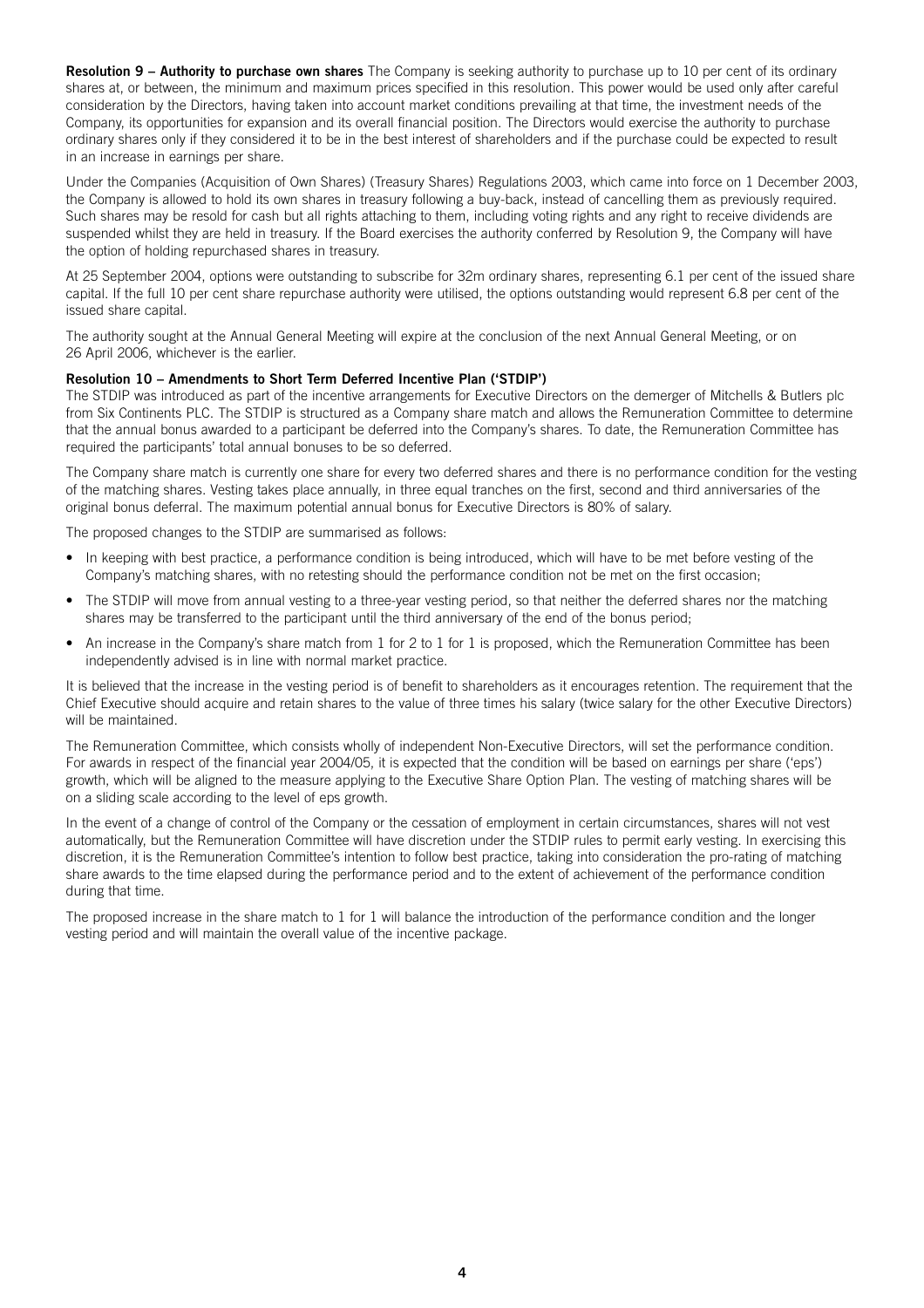**Resolution 9 – Authority to purchase own shares** The Company is seeking authority to purchase up to 10 per cent of its ordinary shares at, or between, the minimum and maximum prices specified in this resolution. This power would be used only after careful consideration by the Directors, having taken into account market conditions prevailing at that time, the investment needs of the Company, its opportunities for expansion and its overall financial position. The Directors would exercise the authority to purchase ordinary shares only if they considered it to be in the best interest of shareholders and if the purchase could be expected to result in an increase in earnings per share.

Under the Companies (Acquisition of Own Shares) (Treasury Shares) Regulations 2003, which came into force on 1 December 2003, the Company is allowed to hold its own shares in treasury following a buy-back, instead of cancelling them as previously required. Such shares may be resold for cash but all rights attaching to them, including voting rights and any right to receive dividends are suspended whilst they are held in treasury. If the Board exercises the authority conferred by Resolution 9, the Company will have the option of holding repurchased shares in treasury.

At 25 September 2004, options were outstanding to subscribe for 32m ordinary shares, representing 6.1 per cent of the issued share capital. If the full 10 per cent share repurchase authority were utilised, the options outstanding would represent 6.8 per cent of the issued share capital.

The authority sought at the Annual General Meeting will expire at the conclusion of the next Annual General Meeting, or on 26 April 2006, whichever is the earlier.

**Resolution 10 – Amendments to Short Term Deferred Incentive Plan ('STDIP')**

The STDIP was introduced as part of the incentive arrangements for Executive Directors on the demerger of Mitchells & Butlers plc from Six Continents PLC. The STDIP is structured as a Company share match and allows the Remuneration Committee to determine that the annual bonus awarded to a participant be deferred into the Company's shares. To date, the Remuneration Committee has required the participants' total annual bonuses to be so deferred.

The Company share match is currently one share for every two deferred shares and there is no performance condition for the vesting of the matching shares. Vesting takes place annually, in three equal tranches on the first, second and third anniversaries of the original bonus deferral. The maximum potential annual bonus for Executive Directors is 80% of salary.

The proposed changes to the STDIP are summarised as follows:

- In keeping with best practice, a performance condition is being introduced, which will have to be met before vesting of the Company's matching shares, with no retesting should the performance condition not be met on the first occasion;
- The STDIP will move from annual vesting to a three-year vesting period, so that neither the deferred shares nor the matching shares may be transferred to the participant until the third anniversary of the end of the bonus period;
- An increase in the Company's share match from 1 for 2 to 1 for 1 is proposed, which the Remuneration Committee has been independently advised is in line with normal market practice.

It is believed that the increase in the vesting period is of benefit to shareholders as it encourages retention. The requirement that the Chief Executive should acquire and retain shares to the value of three times his salary (twice salary for the other Executive Directors) will be maintained.

The Remuneration Committee, which consists wholly of independent Non-Executive Directors, will set the performance condition. For awards in respect of the financial year 2004/05, it is expected that the condition will be based on earnings per share ('eps') growth, which will be aligned to the measure applying to the Executive Share Option Plan. The vesting of matching shares will be on a sliding scale according to the level of eps growth.

In the event of a change of control of the Company or the cessation of employment in certain circumstances, shares will not vest automatically, but the Remuneration Committee will have discretion under the STDIP rules to permit early vesting. In exercising this discretion, it is the Remuneration Committee's intention to follow best practice, taking into consideration the pro-rating of matching share awards to the time elapsed during the performance period and to the extent of achievement of the performance condition during that time.

The proposed increase in the share match to 1 for 1 will balance the introduction of the performance condition and the longer vesting period and will maintain the overall value of the incentive package.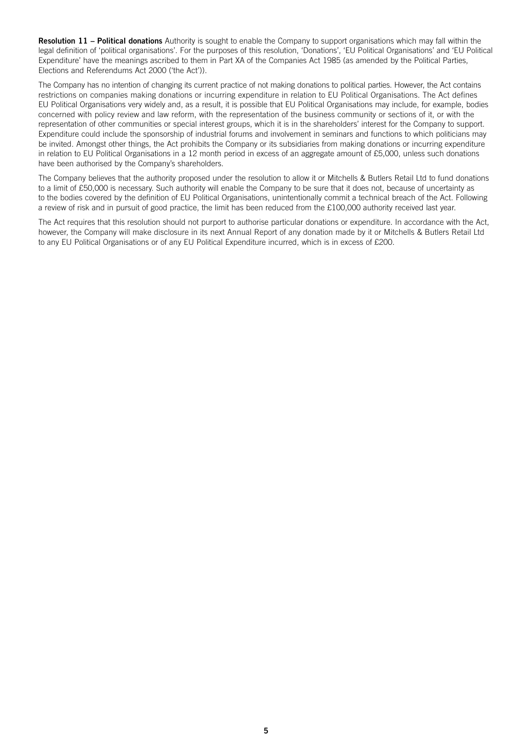**Resolution 11 – Political donations** Authority is sought to enable the Company to support organisations which may fall within the legal definition of 'political organisations'. For the purposes of this resolution, 'Donations', 'EU Political Organisations' and 'EU Political Expenditure' have the meanings ascribed to them in Part XA of the Companies Act 1985 (as amended by the Political Parties, Elections and Referendums Act 2000 ('the Act')).

The Company has no intention of changing its current practice of not making donations to political parties. However, the Act contains restrictions on companies making donations or incurring expenditure in relation to EU Political Organisations. The Act defines EU Political Organisations very widely and, as a result, it is possible that EU Political Organisations may include, for example, bodies concerned with policy review and law reform, with the representation of the business community or sections of it, or with the representation of other communities or special interest groups, which it is in the shareholders' interest for the Company to support. Expenditure could include the sponsorship of industrial forums and involvement in seminars and functions to which politicians may be invited. Amongst other things, the Act prohibits the Company or its subsidiaries from making donations or incurring expenditure in relation to EU Political Organisations in a 12 month period in excess of an aggregate amount of £5,000, unless such donations have been authorised by the Company's shareholders.

The Company believes that the authority proposed under the resolution to allow it or Mitchells & Butlers Retail Ltd to fund donations to a limit of £50,000 is necessary. Such authority will enable the Company to be sure that it does not, because of uncertainty as to the bodies covered by the definition of EU Political Organisations, unintentionally commit a technical breach of the Act. Following a review of risk and in pursuit of good practice, the limit has been reduced from the £100,000 authority received last year.

The Act requires that this resolution should not purport to authorise particular donations or expenditure. In accordance with the Act, however, the Company will make disclosure in its next Annual Report of any donation made by it or Mitchells & Butlers Retail Ltd to any EU Political Organisations or of any EU Political Expenditure incurred, which is in excess of £200.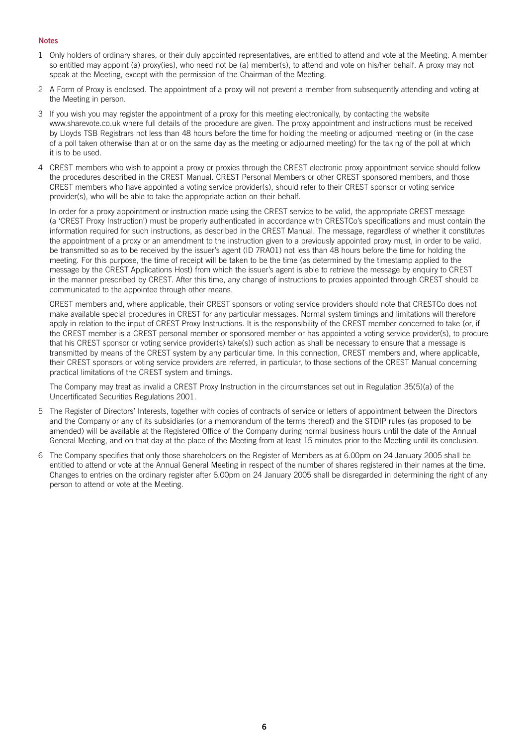## Notes

1. Only holders of ordinary shares, or their duly appointed representatives, are entitled to attend and vote at the Meeting. A member so entitled may appoint (a) proxy(ies), who need not be (a) member(s), to attend and vote on his/her behalf. A proxy may not speak at the Meeting, except with the permission of the Chairman of the Meeting.

2. A Form of Proxy is enclosed. The appointment of a proxy will not prevent a member from subsequently attending and voting at the Meeting in person.

3. If you wish you may register the appointment of a proxy for this meeting electronically, by contacting the website www.sharevote.co.uk where full details of the procedure are given. The proxy appointment and instructions must be received by Lloyds TSB Registrars not less than 48 hours before the time for holding the meeting or adjourned meeting or (in the case of a poll taken otherwise than at or on the same day as the meeting or adjourned meeting) for the taking of the poll at which it is to be used.

4. CREST members who wish to appoint a proxy or proxies through the CREST electronic proxy appointment service should follow the procedures described in the CREST Manual. CREST Personal Members or other CREST sponsored members, and those CREST members who have appointed a voting service provider(s), should refer to their CREST sponsor or voting service provider(s), who will be able to take the appropriate action on their behalf.

   In order for a proxy appointment or instruction made using the CREST service to be valid, the appropriate CREST message (a 'CREST Proxy Instruction') must be properly authenticated in accordance with CRESTCo's specifications and must contain the information required for such instructions, as described in the CREST Manual. The message, regardless of whether it constitutes the appointment of a proxy or an amendment to the instruction given to a previously appointed proxy must, in order to be valid, be transmitted so as to be received by the issuer's agent (ID 7RA01) not less than 48 hours before the time for holding the meeting. For this purpose, the time of receipt will be taken to be the time (as determined by the timestamp applied to the message by the CREST Applications Host) from which the issuer's agent is able to retrieve the message by enquiry to CREST in the manner prescribed by CREST. After this time, any change of instructions to proxies appointed through CREST should be communicated to the appointee through other means.

   CREST members and, where applicable, their CREST sponsors or voting service providers should note that CRESTCo does not make available special procedures in CREST for any particular messages. Normal system timings and limitations will therefore apply in relation to the input of CREST Proxy Instructions. It is the responsibility of the CREST member concerned to take (or, if the CREST member is a CREST personal member or sponsored member or has appointed a voting service provider(s), to procure that his CREST sponsor or voting service provider(s) take(s)) such action as shall be necessary to ensure that a message is transmitted by means of the CREST system by any particular time. In this connection, CREST members and, where applicable, their CREST sponsors or voting service providers are referred, in particular, to those sections of the CREST Manual concerning practical limitations of the CREST system and timings.

   The Company may treat as invalid a CREST Proxy Instruction in the circumstances set out in Regulation 35(5)(a) of the Uncertificated Securities Regulations 2001.

5. The Register of Directors' Interests, together with copies of contracts of service or letters of appointment between the Directors and the Company or any of its subsidiaries (or a memorandum of the terms thereof) and the STDIP rules (as proposed to be amended) will be available at the Registered Office of the Company during normal business hours until the date of the Annual General Meeting, and on that day at the place of the Meeting from at least 15 minutes prior to the Meeting until its conclusion.

6. The Company specifies that only those shareholders on the Register of Members as at 6.00pm on 24 January 2005 shall be entitled to attend or vote at the Annual General Meeting in respect of the number of shares registered in their names at the time. Changes to entries on the ordinary register after 6.00pm on 24 January 2005 shall be disregarded in determining the right of any person to attend or vote at the Meeting.